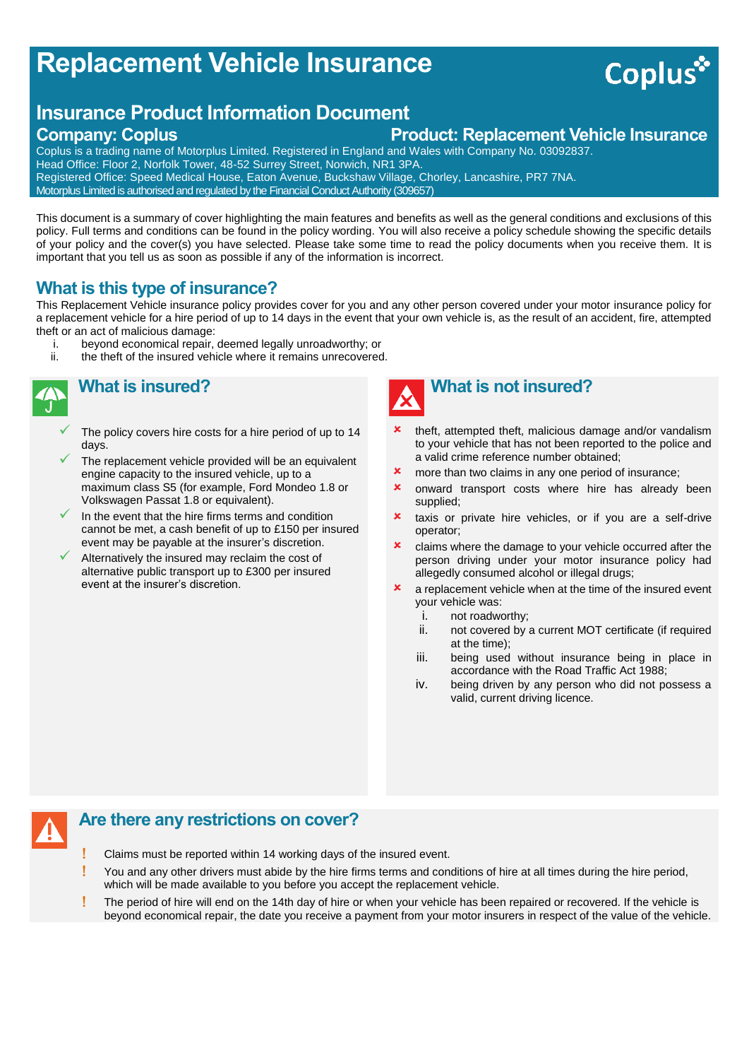# Replacement Vehicle Insurance

Coplus

## Insurance Product Information Document

**Company: Coplus**

**Product: Replacement Vehicle Insurance**

Coplus is a trading name of Motorplus Limited. Registered in England and Wales with Company No. 03092837.
Head Office: Floor 2, Norfolk Tower, 48-52 Surrey Street, Norwich, NR1 3PA.
Registered Office: Speed Medical House, Eaton Avenue, Buckshaw Village, Chorley, Lancashire, PR7 7NA.
Motorplus Limited is authorised and regulated by the Financial Conduct Authority (309657)

This document is a summary of cover highlighting the main features and benefits as well as the general conditions and exclusions of this policy. Full terms and conditions can be found in the policy wording. You will also receive a policy schedule showing the specific details of your policy and the cover(s) you have selected. Please take some time to read the policy documents when you receive them. It is important that you tell us as soon as possible if any of the information is incorrect.

## What is this type of insurance?

This Replacement Vehicle insurance policy provides cover for you and any other person covered under your motor insurance policy for a replacement vehicle for a hire period of up to 14 days in the event that your own vehicle is, as the result of an accident, fire, attempted theft or an act of malicious damage:

i. beyond economical repair, deemed legally unroadworthy; or
ii. the theft of the insured vehicle where it remains unrecovered.

## What is insured?

- ✓ The policy covers hire costs for a hire period of up to 14 days.
- ✓ The replacement vehicle provided will be an equivalent engine capacity to the insured vehicle, up to a maximum class S5 (for example, Ford Mondeo 1.8 or Volkswagen Passat 1.8 or equivalent).
- ✓ In the event that the hire firms terms and condition cannot be met, a cash benefit of up to £150 per insured event may be payable at the insurer's discretion.
- ✓ Alternatively the insured may reclaim the cost of alternative public transport up to £300 per insured event at the insurer's discretion.

## What is not insured?

- ✗ theft, attempted theft, malicious damage and/or vandalism to your vehicle that has not been reported to the police and a valid crime reference number obtained;
- ✗ more than two claims in any one period of insurance;
- ✗ onward transport costs where hire has already been supplied;
- ✗ taxis or private hire vehicles, or if you are a self-drive operator;
- ✗ claims where the damage to your vehicle occurred after the person driving under your motor insurance policy had allegedly consumed alcohol or illegal drugs;
- ✗ a replacement vehicle when at the time of the insured event your vehicle was:
  - i. not roadworthy;
  - ii. not covered by a current MOT certificate (if required at the time);
  - iii. being used without insurance being in place in accordance with the Road Traffic Act 1988;
  - iv. being driven by any person who did not possess a valid, current driving licence.

## Are there any restrictions on cover?

- ! Claims must be reported within 14 working days of the insured event.
- ! You and any other drivers must abide by the hire firms terms and conditions of hire at all times during the hire period, which will be made available to you before you accept the replacement vehicle.
- ! The period of hire will end on the 14th day of hire or when your vehicle has been repaired or recovered. If the vehicle is beyond economical repair, the date you receive a payment from your motor insurers in respect of the value of the vehicle.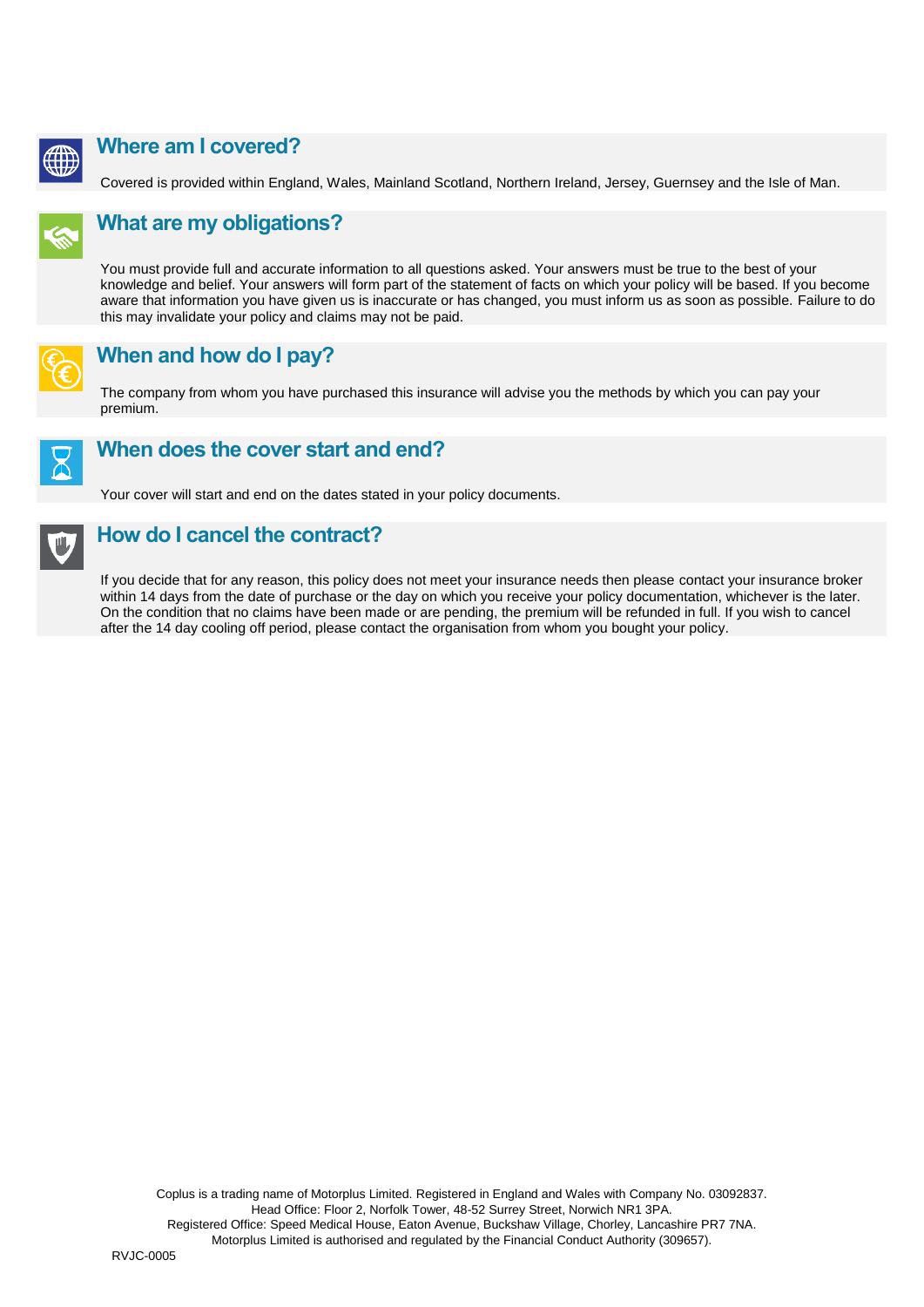## Where am I covered?

Covered is provided within England, Wales, Mainland Scotland, Northern Ireland, Jersey, Guernsey and the Isle of Man.

## What are my obligations?

You must provide full and accurate information to all questions asked. Your answers must be true to the best of your knowledge and belief. Your answers will form part of the statement of facts on which your policy will be based. If you become aware that information you have given us is inaccurate or has changed, you must inform us as soon as possible. Failure to do this may invalidate your policy and claims may not be paid.

## When and how do I pay?

The company from whom you have purchased this insurance will advise you the methods by which you can pay your premium.

## When does the cover start and end?

Your cover will start and end on the dates stated in your policy documents.

## How do I cancel the contract?

If you decide that for any reason, this policy does not meet your insurance needs then please contact your insurance broker within 14 days from the date of purchase or the day on which you receive your policy documentation, whichever is the later. On the condition that no claims have been made or are pending, the premium will be refunded in full. If you wish to cancel after the 14 day cooling off period, please contact the organisation from whom you bought your policy.

Coplus is a trading name of Motorplus Limited. Registered in England and Wales with Company No. 03092837.
Head Office: Floor 2, Norfolk Tower, 48-52 Surrey Street, Norwich NR1 3PA.
Registered Office: Speed Medical House, Eaton Avenue, Buckshaw Village, Chorley, Lancashire PR7 7NA.
Motorplus Limited is authorised and regulated by the Financial Conduct Authority (309657).

RVJC-0005